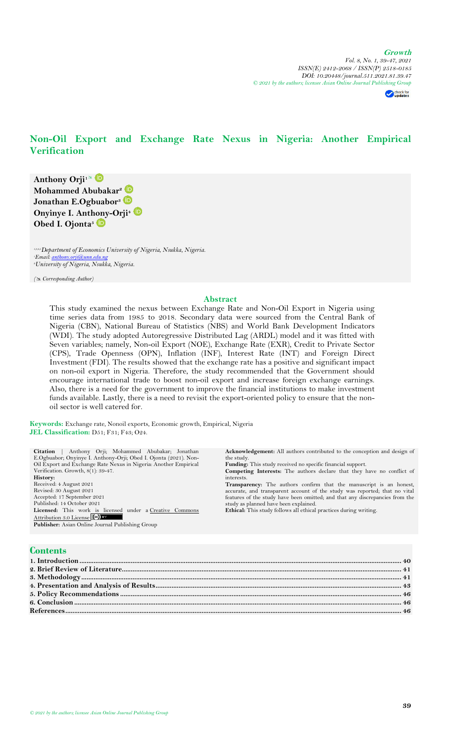# Non-Oil Export and Exchange Rate Nexus in Nigeria: Another Empirical Verification

**Anthony Orji**[1]  
**Mohammed Abubakar**[2]  
**Jonathan E.Ogbuabor**[3]  
**Onyinye I. Anthony-Orji**[4]  
**Obed I. Ojonta**[5]

*[1,3,4,5]Department of Economics University of Nigeria, Nsukka, Nigeria.*  
*[1]Email: anthony.orji@unn.edu.ng*  
*[2]University of Nigeria, Nsukka, Nigeria.*

*(✉ Corresponding Author)*

## Abstract

This study examined the nexus between Exchange Rate and Non-Oil Export in Nigeria using time series data from 1985 to 2018. Secondary data were sourced from the Central Bank of Nigeria (CBN), National Bureau of Statistics (NBS) and World Bank Development Indicators (WDI). The study adopted Autoregressive Distributed Lag (ARDL) model and it was fitted with Seven variables; namely, Non-oil Export (NOE), Exchange Rate (EXR), Credit to Private Sector (CPS), Trade Openness (OPN), Inflation (INF), Interest Rate (INT) and Foreign Direct Investment (FDI). The results showed that the exchange rate has a positive and significant impact on non-oil export in Nigeria. Therefore, the study recommended that the Government should encourage international trade to boost non-oil export and increase foreign exchange earnings. Also, there is a need for the government to improve the financial institutions to make investment funds available. Lastly, there is a need to revisit the export-oriented policy to ensure that the non-oil sector is well catered for.

**Keywords:** Exchange rate, Nonoil exports, Economic growth, Empirical, Nigeria  
**JEL Classification:** D51; F31; F43; O24.

**Citation** | Anthony Orji; Mohammed Abubakar; Jonathan E.Ogbuabor; Onyinye I. Anthony-Orji; Obed I. Ojonta (2021). Non-Oil Export and Exchange Rate Nexus in Nigeria: Another Empirical Verification. Growth, 8(1): 39-47.

**History:**  
Received: 4 August 2021  
Revised: 30 August 2021  
Accepted: 17 September 2021  
Published: 14 October 2021  
**Licensed:** This work is licensed under a Creative Commons Attribution 3.0 License  
**Publisher:** Asian Online Journal Publishing Group

**Acknowledgement:** All authors contributed to the conception and design of the study.  
**Funding:** This study received no specific financial support.  
**Competing Interests:** The authors declare that they have no conflict of interests.  
**Transparency:** The authors confirm that the manuscript is an honest, accurate, and transparent account of the study was reported; that no vital features of the study have been omitted; and that any discrepancies from the study as planned have been explained.  
**Ethical:** This study follows all ethical practices during writing.

## Contents

| | |
|---|---|
| 1. Introduction | 40 |
| 2. Brief Review of Literature | 41 |
| 3. Methodology | 41 |
| 4. Presentation and Analysis of Results | 43 |
| 5. Policy Recommendations | 46 |
| 6. Conclusion | 46 |
| References | 46 |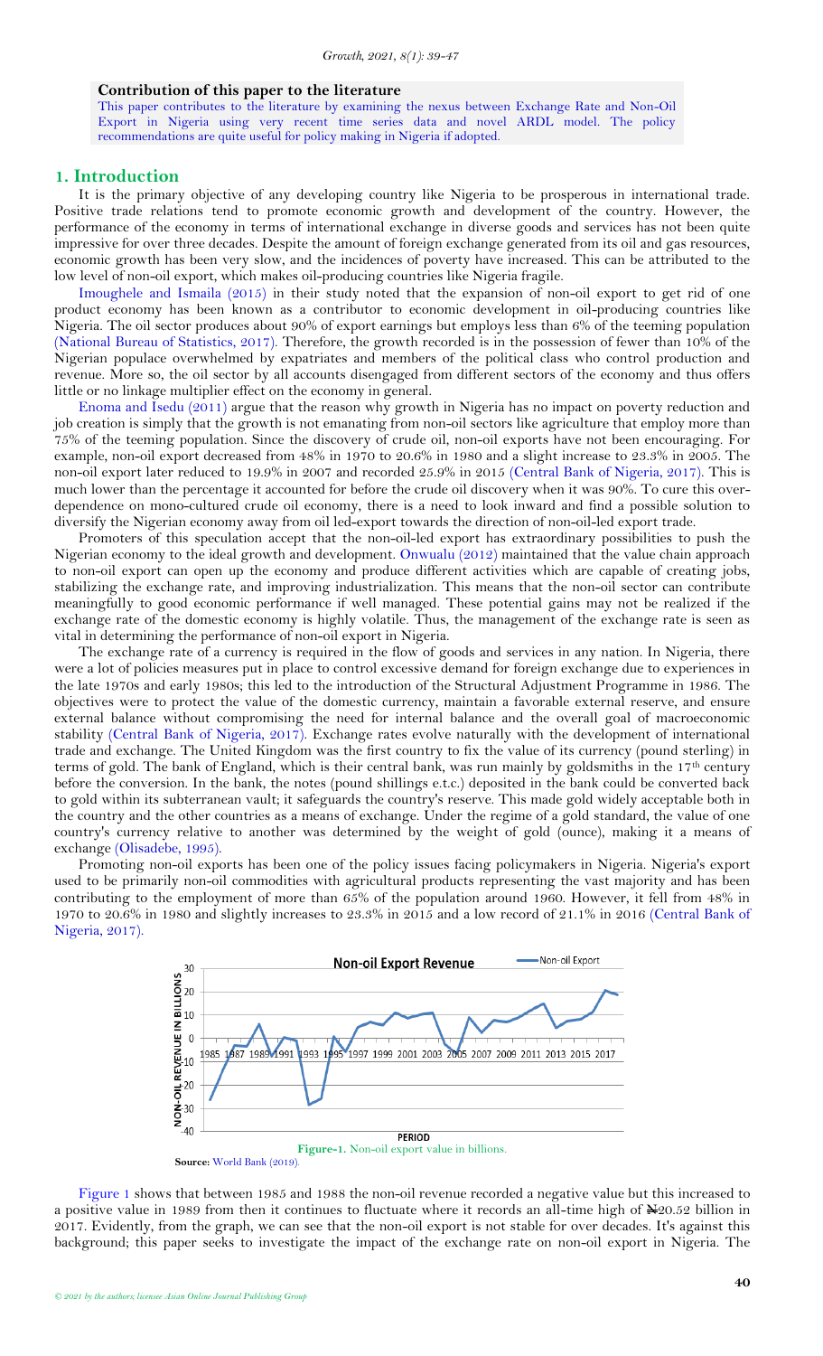**Contribution of this paper to the literature**

This paper contributes to the literature by examining the nexus between Exchange Rate and Non-Oil Export in Nigeria using very recent time series data and novel ARDL model. The policy recommendations are quite useful for policy making in Nigeria if adopted.

## 1. Introduction

It is the primary objective of any developing country like Nigeria to be prosperous in international trade. Positive trade relations tend to promote economic growth and development of the country. However, the performance of the economy in terms of international exchange in diverse goods and services has not been quite impressive for over three decades. Despite the amount of foreign exchange generated from its oil and gas resources, economic growth has been very slow, and the incidences of poverty have increased. This can be attributed to the low level of non-oil export, which makes oil-producing countries like Nigeria fragile.

Imoughele and Ismaila (2015) in their study noted that the expansion of non-oil export to get rid of one product economy has been known as a contributor to economic development in oil-producing countries like Nigeria. The oil sector produces about 90% of export earnings but employs less than 6% of the teeming population (National Bureau of Statistics, 2017). Therefore, the growth recorded is in the possession of fewer than 10% of the Nigerian populace overwhelmed by expatriates and members of the political class who control production and revenue. More so, the oil sector by all accounts disengaged from different sectors of the economy and thus offers little or no linkage multiplier effect on the economy in general.

Enoma and Isedu (2011) argue that the reason why growth in Nigeria has no impact on poverty reduction and job creation is simply that the growth is not emanating from non-oil sectors like agriculture that employ more than 75% of the teeming population. Since the discovery of crude oil, non-oil exports have not been encouraging. For example, non-oil export decreased from 48% in 1970 to 20.6% in 1980 and a slight increase to 23.3% in 2005. The non-oil export later reduced to 19.9% in 2007 and recorded 25.9% in 2015 (Central Bank of Nigeria, 2017). This is much lower than the percentage it accounted for before the crude oil discovery when it was 90%. To cure this over-dependence on mono-cultured crude oil economy, there is a need to look inward and find a possible solution to diversify the Nigerian economy away from oil led-export towards the direction of non-oil-led export trade.

Promoters of this speculation accept that the non-oil-led export has extraordinary possibilities to push the Nigerian economy to the ideal growth and development. Onwualu (2012) maintained that the value chain approach to non-oil export can open up the economy and produce different activities which are capable of creating jobs, stabilizing the exchange rate, and improving industrialization. This means that the non-oil sector can contribute meaningfully to good economic performance if well managed. These potential gains may not be realized if the exchange rate of the domestic economy is highly volatile. Thus, the management of the exchange rate is seen as vital in determining the performance of non-oil export in Nigeria.

The exchange rate of a currency is required in the flow of goods and services in any nation. In Nigeria, there were a lot of policies measures put in place to control excessive demand for foreign exchange due to experiences in the late 1970s and early 1980s; this led to the introduction of the Structural Adjustment Programme in 1986. The objectives were to protect the value of the domestic currency, maintain a favorable external reserve, and ensure external balance without compromising the need for internal balance and the overall goal of macroeconomic stability (Central Bank of Nigeria, 2017). Exchange rates evolve naturally with the development of international trade and exchange. The United Kingdom was the first country to fix the value of its currency (pound sterling) in terms of gold. The bank of England, which is their central bank, was run mainly by goldsmiths in the 17th century before the conversion. In the bank, the notes (pound shillings e.t.c.) deposited in the bank could be converted back to gold within its subterranean vault; it safeguards the country's reserve. This made gold widely acceptable both in the country and the other countries as a means of exchange. Under the regime of a gold standard, the value of one country's currency relative to another was determined by the weight of gold (ounce), making it a means of exchange (Olisadebe, 1995).

Promoting non-oil exports has been one of the policy issues facing policymakers in Nigeria. Nigeria's export used to be primarily non-oil commodities with agricultural products representing the vast majority and has been contributing to the employment of more than 65% of the population around 1960. However, it fell from 48% in 1970 to 20.6% in 1980 and slightly increases to 23.3% in 2015 and a low record of 21.1% in 2016 (Central Bank of Nigeria, 2017).

**Figure-1.** Non-oil export value in billions.

**Source:** World Bank (2019).

Figure 1 shows that between 1985 and 1988 the non-oil revenue recorded a negative value but this increased to a positive value in 1989 from then it continues to fluctuate where it records an all-time high of ₦20.52 billion in 2017. Evidently, from the graph, we can see that the non-oil export is not stable for over decades. It's against this background; this paper seeks to investigate the impact of the exchange rate on non-oil export in Nigeria. The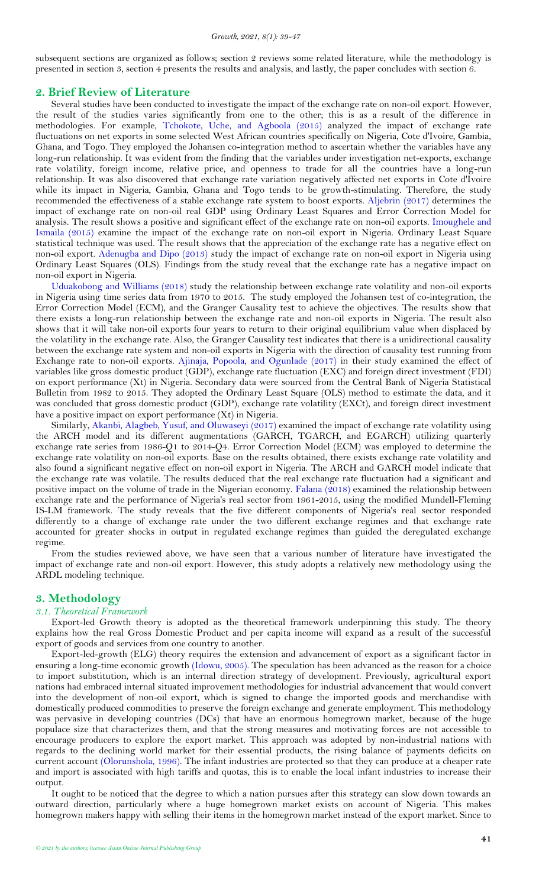subsequent sections are organized as follows; section 2 reviews some related literature, while the methodology is presented in section 3, section 4 presents the results and analysis, and lastly, the paper concludes with section 6.

## 2. Brief Review of Literature

Several studies have been conducted to investigate the impact of the exchange rate on non-oil export. However, the result of the studies varies significantly from one to the other; this is as a result of the difference in methodologies. For example, Tchokote, Uche, and Agboola (2015) analyzed the impact of exchange rate fluctuations on net exports in some selected West African countries specifically on Nigeria, Cote d'Ivoire, Gambia, Ghana, and Togo. They employed the Johansen co-integration method to ascertain whether the variables have any long-run relationship. It was evident from the finding that the variables under investigation net-exports, exchange rate volatility, foreign income, relative price, and openness to trade for all the countries have a long-run relationship. It was also discovered that exchange rate variation negatively affected net exports in Cote d'Ivoire while its impact in Nigeria, Gambia, Ghana and Togo tends to be growth-stimulating. Therefore, the study recommended the effectiveness of a stable exchange rate system to boost exports. Aljebrin (2017) determines the impact of exchange rate on non-oil real GDP using Ordinary Least Squares and Error Correction Model for analysis. The result shows a positive and significant effect of the exchange rate on non-oil exports. Imoughele and Ismaila (2015) examine the impact of the exchange rate on non-oil export in Nigeria. Ordinary Least Square statistical technique was used. The result shows that the appreciation of the exchange rate has a negative effect on non-oil export. Adenugba and Dipo (2013) study the impact of exchange rate on non-oil export in Nigeria using Ordinary Least Squares (OLS). Findings from the study reveal that the exchange rate has a negative impact on non-oil export in Nigeria.

Uduakobong and Williams (2018) study the relationship between exchange rate volatility and non-oil exports in Nigeria using time series data from 1970 to 2015. The study employed the Johansen test of co-integration, the Error Correction Model (ECM), and the Granger Causality test to achieve the objectives. The results show that there exists a long-run relationship between the exchange rate and non-oil exports in Nigeria. The result also shows that it will take non-oil exports four years to return to their original equilibrium value when displaced by the volatility in the exchange rate. Also, the Granger Causality test indicates that there is a unidirectional causality between the exchange rate system and non-oil exports in Nigeria with the direction of causality test running from Exchange rate to non-oil exports. Ajinaja, Popoola, and Ogunlade (2017) in their study examined the effect of variables like gross domestic product (GDP), exchange rate fluctuation (EXC) and foreign direct investment (FDI) on export performance (Xt) in Nigeria. Secondary data were sourced from the Central Bank of Nigeria Statistical Bulletin from 1982 to 2015. They adopted the Ordinary Least Square (OLS) method to estimate the data, and it was concluded that gross domestic product (GDP), exchange rate volatility (EXCt), and foreign direct investment have a positive impact on export performance (Xt) in Nigeria.

Similarly, Akanbi, Alagbeb, Yusuf, and Oluwaseyi (2017) examined the impact of exchange rate volatility using the ARCH model and its different augmentations (GARCH, TGARCH, and EGARCH) utilizing quarterly exchange rate series from 1986-Q1 to 2014-Q4. Error Correction Model (ECM) was employed to determine the exchange rate volatility on non-oil exports. Base on the results obtained, there exists exchange rate volatility and also found a significant negative effect on non-oil export in Nigeria. The ARCH and GARCH model indicate that the exchange rate was volatile. The results deduced that the real exchange rate fluctuation had a significant and positive impact on the volume of trade in the Nigerian economy. Falana (2018) examined the relationship between exchange rate and the performance of Nigeria's real sector from 1961-2015, using the modified Mundell-Fleming IS-LM framework. The study reveals that the five different components of Nigeria's real sector responded differently to a change of exchange rate under the two different exchange regimes and that exchange rate accounted for greater shocks in output in regulated exchange regimes than guided the deregulated exchange regime.

From the studies reviewed above, we have seen that a various number of literature have investigated the impact of exchange rate and non-oil export. However, this study adopts a relatively new methodology using the ARDL modeling technique.

## 3. Methodology

### 3.1. Theoretical Framework

Export-led Growth theory is adopted as the theoretical framework underpinning this study. The theory explains how the real Gross Domestic Product and per capita income will expand as a result of the successful export of goods and services from one country to another.

Export-led-growth (ELG) theory requires the extension and advancement of export as a significant factor in ensuring a long-time economic growth (Idowu, 2005). The speculation has been advanced as the reason for a choice to import substitution, which is an internal direction strategy of development. Previously, agricultural export nations had embraced internal situated improvement methodologies for industrial advancement that would convert into the development of non-oil export, which is signed to change the imported goods and merchandise with domestically produced commodities to preserve the foreign exchange and generate employment. This methodology was pervasive in developing countries (DCs) that have an enormous homegrown market, because of the huge populace size that characterizes them, and that the strong measures and motivating forces are not accessible to encourage producers to explore the export market. This approach was adopted by non-industrial nations with regards to the declining world market for their essential products, the rising balance of payments deficits on current account (Olorunshola, 1996). The infant industries are protected so that they can produce at a cheaper rate and import is associated with high tariffs and quotas, this is to enable the local infant industries to increase their output.

It ought to be noticed that the degree to which a nation pursues after this strategy can slow down towards an outward direction, particularly where a huge homegrown market exists on account of Nigeria. This makes homegrown makers happy with selling their items in the homegrown market instead of the export market. Since to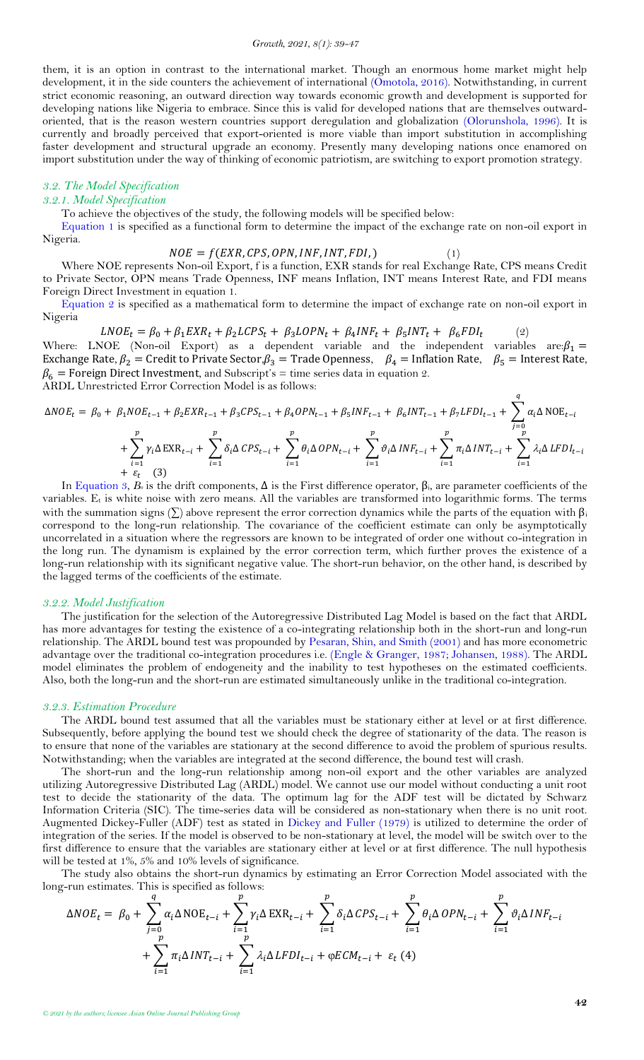them, it is an option in contrast to the international market. Though an enormous home market might help development, it in the side counters the achievement of international (Omotola, 2016). Notwithstanding, in current strict economic reasoning, an outward direction way towards economic growth and development is supported for developing nations like Nigeria to embrace. Since this is valid for developed nations that are themselves outward-oriented, that is the reason western countries support deregulation and globalization (Olorunshola, 1996). It is currently and broadly perceived that export-oriented is more viable than import substitution in accomplishing faster development and structural upgrade an economy. Presently many developing nations once enamored on import substitution under the way of thinking of economic patriotism, are switching to export promotion strategy.

### *3.2. The Model Specification*

#### *3.2.1. Model Specification*

To achieve the objectives of the study, the following models will be specified below:

Equation 1 is specified as a functional form to determine the impact of the exchange rate on non-oil export in Nigeria.

$$NOE = f(EXR, CPS, OPN, INF, INT, FDI,) \qquad (1)$$

Where NOE represents Non-oil Export, f is a function, EXR stands for real Exchange Rate, CPS means Credit to Private Sector, OPN means Trade Openness, INF means Inflation, INT means Interest Rate, and FDI means Foreign Direct Investment in equation 1.

Equation 2 is specified as a mathematical form to determine the impact of exchange rate on non-oil export in Nigeria

$$LNOE_t = \beta_0 + \beta_1 EXR_t + \beta_2 LCPS_t + \beta_3 LOPN_t + \beta_4 INF_t + \beta_5 INT_t + \beta_6 FDI_t \qquad (2)$$

Where: LNOE (Non-oil Export) as a dependent variable and the independent variables are: $\beta_1 =$ Exchange Rate, $\beta_2 =$ Credit to Private Sector, $\beta_3 =$ Trade Openness, $\beta_4 =$ Inflation Rate, $\beta_5 =$ Interest Rate, $\beta_6 =$ Foreign Direct Investment, and Subscript's = time series data in equation 2.

ARDL Unrestricted Error Correction Model is as follows:

$$\Delta NOE_t = \beta_0 + \beta_1 NOE_{t-1} + \beta_2 EXR_{t-1} + \beta_3 CPS_{t-1} + \beta_4 OPN_{t-1} + \beta_5 INF_{t-1} + \beta_6 INT_{t-1} + \beta_7 LFDI_{t-1} + \sum_{j=0}^{q} \alpha_i \Delta \mathrm{NOE}_{t-i} + \sum_{i=1}^{p} \gamma_i \Delta \mathrm{EXR}_{t-i} + \sum_{i=1}^{p} \delta_i \Delta CPS_{t-i} + \sum_{i=1}^{p} \theta_i \Delta OPN_{t-i} + \sum_{i=1}^{p} \vartheta_i \Delta INF_{t-i} + \sum_{i=1}^{p} \pi_i \Delta INT_{t-i} + \sum_{i=1}^{p} \lambda_i \Delta LFDI_{t-i} + \varepsilon_t \quad (3)$$

In Equation 3, $B_o$ is the drift components, $\Delta$ is the First difference operator, $\beta_i$, are parameter coefficients of the variables. $E_t$ is white noise with zero means. All the variables are transformed into logarithmic forms. The terms with the summation signs ($\sum$) above represent the error correction dynamics while the parts of the equation with $\beta_i$ correspond to the long-run relationship. The covariance of the coefficient estimate can only be asymptotically uncorrelated in a situation where the regressors are known to be integrated of order one without co-integration in the long run. The dynamism is explained by the error correction term, which further proves the existence of a long-run relationship with its significant negative value. The short-run behavior, on the other hand, is described by the lagged terms of the coefficients of the estimate.

#### *3.2.2. Model Justification*

The justification for the selection of the Autoregressive Distributed Lag Model is based on the fact that ARDL has more advantages for testing the existence of a co-integrating relationship both in the short-run and long-run relationship. The ARDL bound test was propounded by Pesaran, Shin, and Smith (2001) and has more econometric advantage over the traditional co-integration procedures i.e. (Engle & Granger, 1987; Johansen, 1988). The ARDL model eliminates the problem of endogeneity and the inability to test hypotheses on the estimated coefficients. Also, both the long-run and the short-run are estimated simultaneously unlike in the traditional co-integration.

#### *3.2.3. Estimation Procedure*

The ARDL bound test assumed that all the variables must be stationary either at level or at first difference. Subsequently, before applying the bound test we should check the degree of stationarity of the data. The reason is to ensure that none of the variables are stationary at the second difference to avoid the problem of spurious results. Notwithstanding; when the variables are integrated at the second difference, the bound test will crash.

The short-run and the long-run relationship among non-oil export and the other variables are analyzed utilizing Autoregressive Distributed Lag (ARDL) model. We cannot use our model without conducting a unit root test to decide the stationarity of the data. The optimum lag for the ADF test will be dictated by Schwarz Information Criteria (SIC). The time-series data will be considered as non-stationary when there is no unit root. Augmented Dickey-Fuller (ADF) test as stated in Dickey and Fuller (1979) is utilized to determine the order of integration of the series. If the model is observed to be non-stationary at level, the model will be switch over to the first difference to ensure that the variables are stationary either at level or at first difference. The null hypothesis will be tested at 1%, 5% and 10% levels of significance.

The study also obtains the short-run dynamics by estimating an Error Correction Model associated with the long-run estimates. This is specified as follows:

$$\Delta NOE_t = \beta_0 + \sum_{j=0}^{q} \alpha_i \Delta \mathrm{NOE}_{t-i} + \sum_{i=1}^{p} \gamma_i \Delta \mathrm{EXR}_{t-i} + \sum_{i=1}^{p} \delta_i \Delta CPS_{t-i} + \sum_{i=1}^{p} \theta_i \Delta OPN_{t-i} + \sum_{i=1}^{p} \vartheta_i \Delta INF_{t-i} + \sum_{i=1}^{p} \pi_i \Delta INT_{t-i} + \sum_{i=1}^{p} \lambda_i \Delta LFDI_{t-i} + \varphi ECM_{t-i} + \varepsilon_t \ (4)$$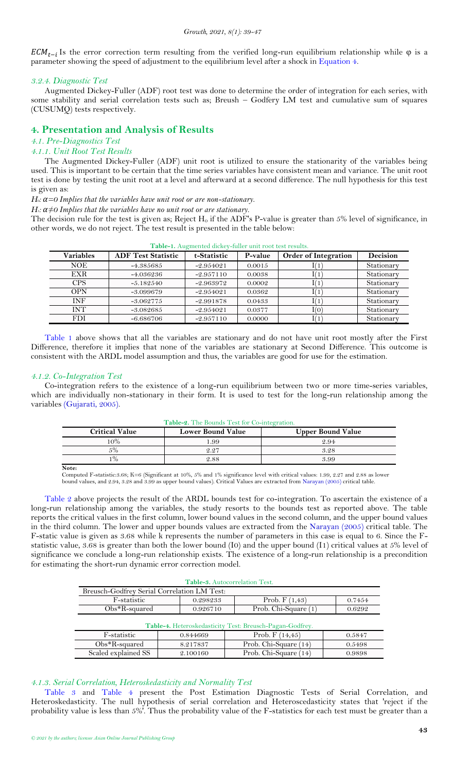$ECM_{t-i}$ Is the error correction term resulting from the verified long-run equilibrium relationship while φ is a parameter showing the speed of adjustment to the equilibrium level after a shock in Equation 4.

### *3.2.4. Diagnostic Test*

Augmented Dickey-Fuller (ADF) root test was done to determine the order of integration for each series, with some stability and serial correlation tests such as; Breush – Godfery LM test and cumulative sum of squares (CUSUMQ) tests respectively.

## 4. Presentation and Analysis of Results

### *4.1. Pre-Diagnostics Test*

### *4.1.1. Unit Root Test Results*

The Augmented Dickey-Fuller (ADF) unit root is utilized to ensure the stationarity of the variables being used. This is important to be certain that the time series variables have consistent mean and variance. The unit root test is done by testing the unit root at a level and afterward at a second difference. The null hypothesis for this test is given as:

*$H_0$: $\alpha=0$ Implies that the variables have unit root or are non-stationary.*

*$H_1$: $\alpha\neq0$ Implies that the variables have no unit root or are stationary.*

The decision rule for the test is given as; Reject $H_0$ if the ADF's P-value is greater than 5% level of significance, in other words, we do not reject. The test result is presented in the table below:

**Table-1.** Augmented dickey-fuller unit root test results.

| Variables | ADF Test Statistic | t-Statistic | P-value | Order of Integration | Decision |
|---|---|---|---|---|---|
| NOE | -4.385685 | -2.954021 | 0.0015 | I(1) | Stationary |
| EXR | -4.036236 | -2.957110 | 0.0038 | I(1) | Stationary |
| CPS | -5.182540 | -2.963972 | 0.0002 | I(1) | Stationary |
| OPN | -3.099679 | -2.954021 | 0.0362 | I(1) | Stationary |
| INF | -3.062775 | -2.991878 | 0.0433 | I(1) | Stationary |
| INT | -3.082685 | -2.954021 | 0.0377 | I(0) | Stationary |
| FDI | -6.686706 | -2.957110 | 0.0000 | I(1) | Stationary |

Table 1 above shows that all the variables are stationary and do not have unit root mostly after the First Difference, therefore it implies that none of the variables are stationary at Second Difference. This outcome is consistent with the ARDL model assumption and thus, the variables are good for use for the estimation.

### *4.1.2. Co-Integration Test*

Co-integration refers to the existence of a long-run equilibrium between two or more time-series variables, which are individually non-stationary in their form. It is used to test for the long-run relationship among the variables (Gujarati, 2005).

**Table-2.** The Bounds Test for Co-integration.

| Critical Value | Lower Bound Value | Upper Bound Value |
|---|---|---|
| 10% | 1.99 | 2.94 |
| 5% | 2.27 | 3.28 |
| 1% | 2.88 | 3.99 |

**Note:**
Computed F-statistic:3.68; K=6 (Significant at 10%, 5% and 1% significance level with critical values: 1.99, 2.27 and 2.88 as lower bound values, and 2.94, 3.28 and 3.99 as upper bound values). Critical Values are extracted from Narayan (2005) critical table.

Table 2 above projects the result of the ARDL bounds test for co-integration. To ascertain the existence of a long-run relationship among the variables, the study resorts to the bounds test as reported above. The table reports the critical values in the first column, lower bound values in the second column, and the upper bound values in the third column. The lower and upper bounds values are extracted from the Narayan (2005) critical table. The F-static value is given as 3.68 while k represents the number of parameters in this case is equal to 6. Since the F-statistic value, 3.68 is greater than both the lower bound (I0) and the upper bound (I1) critical values at 5% level of significance we conclude a long-run relationship exists. The existence of a long-run relationship is a precondition for estimating the short-run dynamic error correction model.

**Table-3.** Autocorrelation Test.

| Breusch-Godfrey Serial Correlation LM Test: | | | |
|---|---|---|---|
| F-statistic | 0.298233 | Prob. F (1,43) | 0.7454 |
| Obs*R-squared | 0.926710 | Prob. Chi-Square (1) | 0.6292 |

**Table-4.** Heteroskedasticity Test: Breusch-Pagan-Godfrey.

| | | | |
|---|---|---|---|
| F-statistic | 0.844669 | Prob. F (14,45) | 0.5847 |
| Obs*R-squared | 8.217837 | Prob. Chi-Square (14) | 0.5498 |
| Scaled explained SS | 2.100160 | Prob. Chi-Square (14) | 0.9898 |

### *4.1.3. Serial Correlation, Heteroskedasticity and Normality Test*

Table 3 and Table 4 present the Post Estimation Diagnostic Tests of Serial Correlation, and Heteroskedasticity. The null hypothesis of serial correlation and Heteroscedasticity states that 'reject if the probability value is less than 5%'. Thus the probability value of the F-statistics for each test must be greater than a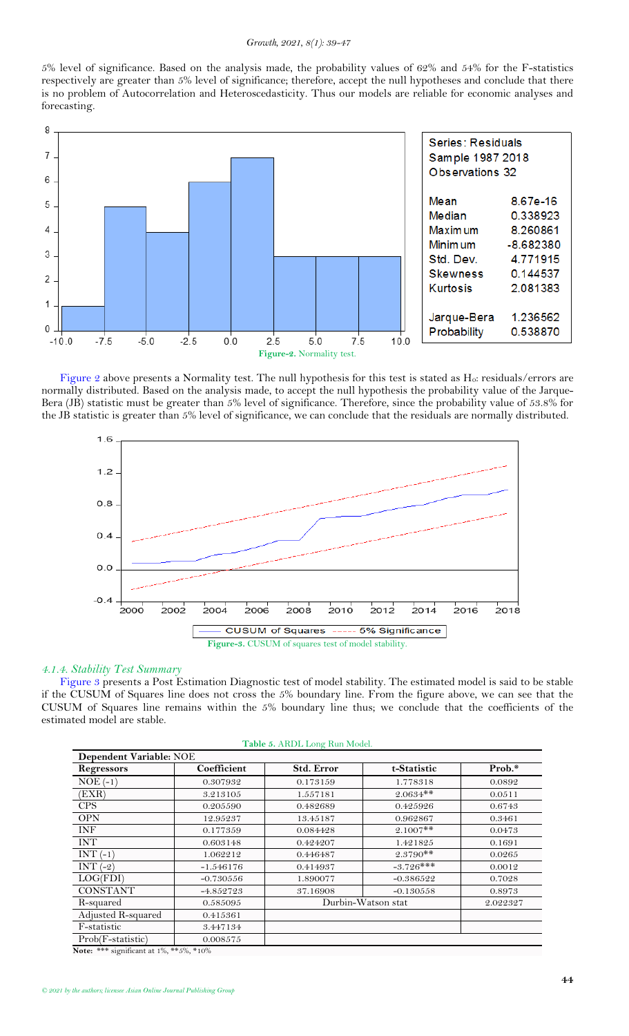5% level of significance. Based on the analysis made, the probability values of 62% and 54% for the F-statistics respectively are greater than 5% level of significance; therefore, accept the null hypotheses and conclude that there is no problem of Autocorrelation and Heteroscedasticity. Thus our models are reliable for economic analyses and forecasting.

Figure-2. Normality test.

Figure 2 above presents a Normality test. The null hypothesis for this test is stated as $H_0$: residuals/errors are normally distributed. Based on the analysis made, to accept the null hypothesis the probability value of the Jarque-Bera (JB) statistic must be greater than 5% level of significance. Therefore, since the probability value of 53.8% for the JB statistic is greater than 5% level of significance, we can conclude that the residuals are normally distributed.

Figure-3. CUSUM of squares test of model stability.

#### *4.1.4. Stability Test Summary*

Figure 3 presents a Post Estimation Diagnostic test of model stability. The estimated model is said to be stable if the CUSUM of Squares line does not cross the 5% boundary line. From the figure above, we can see that the CUSUM of Squares line remains within the 5% boundary line thus; we conclude that the coefficients of the estimated model are stable.

**Table 5.** ARDL Long Run Model.

| **Dependent Variable:** NOE | | | | |
|---|---|---|---|---|
| **Regressors** | **Coefficient** | **Std. Error** | **t-Statistic** | **Prob.*** |
| NOE (-1) | 0.307932 | 0.173159 | 1.778318 | 0.0892 |
| (EXR) | 3.213105 | 1.557181 | 2.0634** | 0.0511 |
| CPS | 0.205590 | 0.482689 | 0.425926 | 0.6743 |
| OPN | 12.95237 | 13.45187 | 0.962867 | 0.3461 |
| INF | 0.177359 | 0.084428 | 2.1007** | 0.0473 |
| INT | 0.603148 | 0.424207 | 1.421825 | 0.1691 |
| INT (-1) | 1.062212 | 0.446487 | 2.3790** | 0.0265 |
| INT (-2) | -1.546176 | 0.414937 | -3.726*** | 0.0012 |
| LOG(FDI) | -0.730556 | 1.890077 | -0.386522 | 0.7028 |
| CONSTANT | -4.852723 | 37.16908 | -0.130558 | 0.8973 |
| R-squared | 0.585095 | Durbin-Watson stat | | 2.022327 |
| Adjusted R-squared | 0.415361 | | | |
| F-statistic | 3.447134 | | | |
| Prob(F-statistic) | 0.008575 | | | |

**Note:** *** significant at 1%, **5%, *10%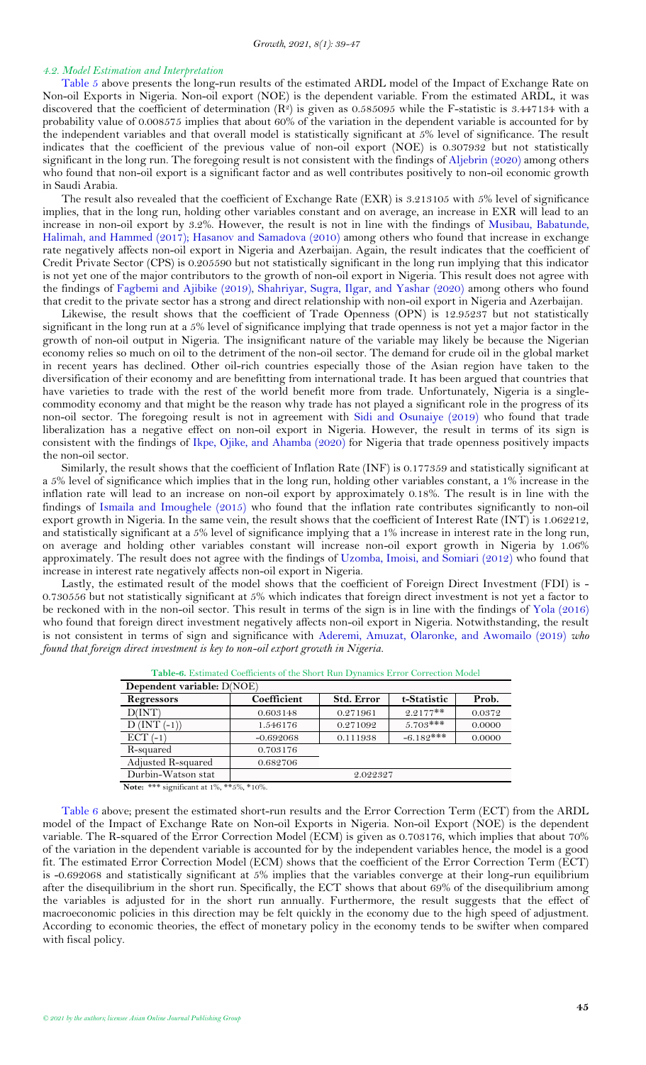#### 4.2. Model Estimation and Interpretation

Table 5 above presents the long-run results of the estimated ARDL model of the Impact of Exchange Rate on Non-oil Exports in Nigeria. Non-oil export (NOE) is the dependent variable. From the estimated ARDL, it was discovered that the coefficient of determination ($R^2$) is given as 0.585095 while the F-statistic is 3.447134 with a probability value of 0.008575 implies that about 60% of the variation in the dependent variable is accounted for by the independent variables and that overall model is statistically significant at 5% level of significance. The result indicates that the coefficient of the previous value of non-oil export (NOE) is 0.307932 but not statistically significant in the long run. The foregoing result is not consistent with the findings of Aljebrin (2020) among others who found that non-oil export is a significant factor and as well contributes positively to non-oil economic growth in Saudi Arabia.

The result also revealed that the coefficient of Exchange Rate (EXR) is 3.213105 with 5% level of significance implies, that in the long run, holding other variables constant and on average, an increase in EXR will lead to an increase in non-oil export by 3.2%. However, the result is not in line with the findings of Musibau, Babatunde, Halimah, and Hammed (2017); Hasanov and Samadova (2010) among others who found that increase in exchange rate negatively affects non-oil export in Nigeria and Azerbaijan. Again, the result indicates that the coefficient of Credit Private Sector (CPS) is 0.205590 but not statistically significant in the long run implying that this indicator is not yet one of the major contributors to the growth of non-oil export in Nigeria. This result does not agree with the findings of Fagbemi and Ajibike (2019), Shahriyar, Sugra, Ilgar, and Yashar (2020) among others who found that credit to the private sector has a strong and direct relationship with non-oil export in Nigeria and Azerbaijan.

Likewise, the result shows that the coefficient of Trade Openness (OPN) is 12.95237 but not statistically significant in the long run at a 5% level of significance implying that trade openness is not yet a major factor in the growth of non-oil output in Nigeria. The insignificant nature of the variable may likely be because the Nigerian economy relies so much on oil to the detriment of the non-oil sector. The demand for crude oil in the global market in recent years has declined. Other oil-rich countries especially those of the Asian region have taken to the diversification of their economy and are benefitting from international trade. It has been argued that countries that have varieties to trade with the rest of the world benefit more from trade. Unfortunately, Nigeria is a single-commodity economy and that might be the reason why trade has not played a significant role in the progress of its non-oil sector. The foregoing result is not in agreement with Sidi and Osunaiye (2019) who found that trade liberalization has a negative effect on non-oil export in Nigeria. However, the result in terms of its sign is consistent with the findings of Ikpe, Ojike, and Ahamba (2020) for Nigeria that trade openness positively impacts the non-oil sector.

Similarly, the result shows that the coefficient of Inflation Rate (INF) is 0.177359 and statistically significant at a 5% level of significance which implies that in the long run, holding other variables constant, a 1% increase in the inflation rate will lead to an increase on non-oil export by approximately 0.18%. The result is in line with the findings of Ismaila and Imoughele (2015) who found that the inflation rate contributes significantly to non-oil export growth in Nigeria. In the same vein, the result shows that the coefficient of Interest Rate (INT) is 1.062212, and statistically significant at a 5% level of significance implying that a 1% increase in interest rate in the long run, on average and holding other variables constant will increase non-oil export growth in Nigeria by 1.06% approximately. The result does not agree with the findings of Uzomba, Imoisi, and Somiari (2012) who found that increase in interest rate negatively affects non-oil export in Nigeria.

Lastly, the estimated result of the model shows that the coefficient of Foreign Direct Investment (FDI) is -0.730556 but not statistically significant at 5% which indicates that foreign direct investment is not yet a factor to be reckoned with in the non-oil sector. This result in terms of the sign is in line with the findings of Yola (2016) who found that foreign direct investment negatively affects non-oil export in Nigeria. Notwithstanding, the result is not consistent in terms of sign and significance with Aderemi, Amuzat, Olaronke, and Awomailo (2019) *who found that foreign direct investment is key to non-oil export growth in Nigeria.*

**Table-6.** Estimated Coefficients of the Short Run Dynamics Error Correction Model

| Dependent variable: D(NOE) | | | | |
|---|---|---|---|---|
| **Regressors** | **Coefficient** | **Std. Error** | **t-Statistic** | **Prob.** |
| D(INT) | 0.603148 | 0.271961 | 2.2177** | 0.0372 |
| D (INT (-1)) | 1.546176 | 0.271092 | 5.703*** | 0.0000 |
| ECT (-1) | -0.692068 | 0.111938 | -6.182*** | 0.0000 |
| R-squared | 0.703176 | | | |
| Adjusted R-squared | 0.682706 | | | |
| Durbin-Watson stat | 2.022327 | | | |

**Note:** *** significant at 1%, **5%, *10%.

Table 6 above; present the estimated short-run results and the Error Correction Term (ECT) from the ARDL model of the Impact of Exchange Rate on Non-oil Exports in Nigeria. Non-oil Export (NOE) is the dependent variable. The R-squared of the Error Correction Model (ECM) is given as 0.703176, which implies that about 70% of the variation in the dependent variable is accounted for by the independent variables hence, the model is a good fit. The estimated Error Correction Model (ECM) shows that the coefficient of the Error Correction Term (ECT) is -0.692068 and statistically significant at 5% implies that the variables converge at their long-run equilibrium after the disequilibrium in the short run. Specifically, the ECT shows that about 69% of the disequilibrium among the variables is adjusted for in the short run annually. Furthermore, the result suggests that the effect of macroeconomic policies in this direction may be felt quickly in the economy due to the high speed of adjustment. According to economic theories, the effect of monetary policy in the economy tends to be swifter when compared with fiscal policy.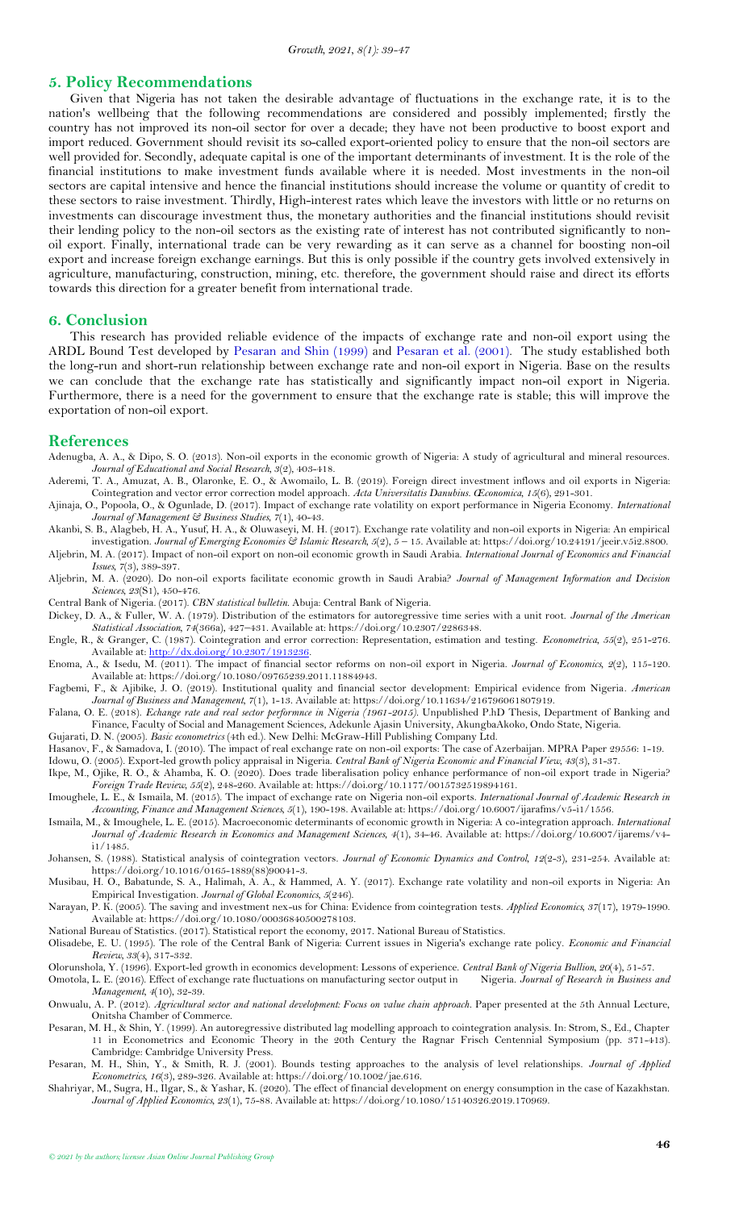## 5. Policy Recommendations

Given that Nigeria has not taken the desirable advantage of fluctuations in the exchange rate, it is to the nation's wellbeing that the following recommendations are considered and possibly implemented; firstly the country has not improved its non-oil sector for over a decade; they have not been productive to boost export and import reduced. Government should revisit its so-called export-oriented policy to ensure that the non-oil sectors are well provided for. Secondly, adequate capital is one of the important determinants of investment. It is the role of the financial institutions to make investment funds available where it is needed. Most investments in the non-oil sectors are capital intensive and hence the financial institutions should increase the volume or quantity of credit to these sectors to raise investment. Thirdly, High-interest rates which leave the investors with little or no returns on investments can discourage investment thus, the monetary authorities and the financial institutions should revisit their lending policy to the non-oil sectors as the existing rate of interest has not contributed significantly to non-oil export. Finally, international trade can be very rewarding as it can serve as a channel for boosting non-oil export and increase foreign exchange earnings. But this is only possible if the country gets involved extensively in agriculture, manufacturing, construction, mining, etc. therefore, the government should raise and direct its efforts towards this direction for a greater benefit from international trade.

## 6. Conclusion

This research has provided reliable evidence of the impacts of exchange rate and non-oil export using the ARDL Bound Test developed by Pesaran and Shin (1999) and Pesaran et al. (2001). The study established both the long-run and short-run relationship between exchange rate and non-oil export in Nigeria. Base on the results we can conclude that the exchange rate has statistically and significantly impact non-oil export in Nigeria. Furthermore, there is a need for the government to ensure that the exchange rate is stable; this will improve the exportation of non-oil export.

## References

Adenugba, A. A., & Dipo, S. O. (2013). Non-oil exports in the economic growth of Nigeria: A study of agricultural and mineral resources. *Journal of Educational and Social Research, 3*(2), 403-418.

Aderemi, T. A., Amuzat, A. B., Olaronke, E. O., & Awomailo, L. B. (2019). Foreign direct investment inflows and oil exports in Nigeria: Cointegration and vector error correction model approach. *Acta Universitatis Danubius. Œconomica, 15*(6), 291-301.

Ajinaja, O., Popoola, O., & Ogunlade, D. (2017). Impact of exchange rate volatility on export performance in Nigeria Economy. *International Journal of Management & Business Studies, 7*(1), 40-43.

Akanbi, S. B., Alagbeb, H. A., Yusuf, H. A., & Oluwaseyi, M. H. (2017). Exchange rate volatility and non-oil exports in Nigeria: An empirical investigation. *Journal of Emerging Economies & Islamic Research, 5*(2), 5 – 15. Available at: https://doi.org/10.24191/jeeir.v5i2.8800.

Aljebrin, M. A. (2017). Impact of non-oil export on non-oil economic growth in Saudi Arabia. *International Journal of Economics and Financial Issues, 7*(3), 389-397.

Aljebrin, M. A. (2020). Do non-oil exports facilitate economic growth in Saudi Arabia? *Journal of Management Information and Decision Sciences, 23*(S1), 450-476.

Central Bank of Nigeria. (2017). *CBN statistical bulletin*. Abuja: Central Bank of Nigeria.

Dickey, D. A., & Fuller, W. A. (1979). Distribution of the estimators for autoregressive time series with a unit root. *Journal of the American Statistical Association, 74*(366a), 427–431. Available at: https://doi.org/10.2307/2286348.

Engle, R., & Granger, C. (1987). Cointegration and error correction: Representation, estimation and testing. *Econometrica, 55*(2), 251-276. Available at: http://dx.doi.org/10.2307/1913236.

Enoma, A., & Isedu, M. (2011). The impact of financial sector reforms on non-oil export in Nigeria. *Journal of Economics, 2*(2), 115-120. Available at: https://doi.org/10.1080/09765239.2011.11884943.

Fagbemi, F., & Ajibike, J. O. (2019). Institutional quality and financial sector development: Empirical evidence from Nigeria. *American Journal of Business and Management, 7*(1), 1-13. Available at: https://doi.org/10.11634/216796061807919.

Falana, O. E. (2018). *Echange rate and real sector performnce in Nigeria (1961-2015)*. Unpublished P.hD Thesis, Department of Banking and Finance, Faculty of Social and Management Sciences, Adekunle Ajasin University, AkungbaAkoko, Ondo State, Nigeria.

Gujarati, D. N. (2005). *Basic econometrics* (4th ed.). New Delhi: McGraw-Hill Publishing Company Ltd.

Hasanov, F., & Samadova, I. (2010). The impact of real exchange rate on non-oil exports: The case of Azerbaijan. MPRA Paper 29556: 1-19.

Idowu, O. (2005). Export-led growth policy appraisal in Nigeria. *Central Bank of Nigeria Economic and Financial View, 43*(3), 31-37.

Ikpe, M., Ojike, R. O., & Ahamba, K. O. (2020). Does trade liberalisation policy enhance performance of non-oil export trade in Nigeria? *Foreign Trade Review, 55*(2), 248-260. Available at: https://doi.org/10.1177/0015732519894161.

Imoughele, L. E., & Ismaila, M. (2015). The impact of exchange rate on Nigeria non-oil exports. *International Journal of Academic Research in Accounting, Finance and Management Sciences, 5*(1), 190-198. Available at: https://doi.org/10.6007/ijarafms/v5-i1/1556.

Ismaila, M., & Imoughele, L. E. (2015). Macroeconomic determinants of economic growth in Nigeria: A co-integration approach. *International Journal of Academic Research in Economics and Management Sciences, 4*(1), 34-46. Available at: https://doi.org/10.6007/ijarems/v4-i1/1485.

Johansen, S. (1988). Statistical analysis of cointegration vectors. *Journal of Economic Dynamics and Control, 12*(2-3), 231-254. Available at: https://doi.org/10.1016/0165-1889(88)90041-3.

Musibau, H. O., Babatunde, S. A., Halimah, A. A., & Hammed, A. Y. (2017). Exchange rate volatility and non-oil exports in Nigeria: An Empirical Investigation. *Journal of Global Economics, 5*(246).

Narayan, P. K. (2005). The saving and investment nex-us for China: Evidence from cointegration tests. *Applied Economics, 37*(17), 1979-1990. Available at: https://doi.org/10.1080/00036840500278103.

National Bureau of Statistics. (2017). Statistical report the economy, 2017. National Bureau of Statistics.

Olisadebe, E. U. (1995). The role of the Central Bank of Nigeria: Current issues in Nigeria's exchange rate policy. *Economic and Financial Review, 33*(4), 317-332.

Olorunshola, Y. (1996). Export-led growth in economics development: Lessons of experience. *Central Bank of Nigeria Bullion, 20*(4), 51-57.

Omotola, L. E. (2016). Effect of exchange rate fluctuations on manufacturing sector output in Nigeria. *Journal of Research in Business and Management, 4*(10), 32-39.

Onwualu, A. P. (2012). *Agricultural sector and national development: Focus on value chain approach*. Paper presented at the 5th Annual Lecture, Onitsha Chamber of Commerce.

Pesaran, M. H., & Shin, Y. (1999). An autoregressive distributed lag modelling approach to cointegration analysis. In: Strom, S., Ed., Chapter 11 in Econometrics and Economic Theory in the 20th Century the Ragnar Frisch Centennial Symposium (pp. 371-413). Cambridge: Cambridge University Press.

Pesaran, M. H., Shin, Y., & Smith, R. J. (2001). Bounds testing approaches to the analysis of level relationships. *Journal of Applied Econometrics, 16*(3), 289-326. Available at: https://doi.org/10.1002/jae.616.

Shahriyar, M., Sugra, H., Ilgar, S., & Yashar, K. (2020). The effect of financial development on energy consumption in the case of Kazakhstan. *Journal of Applied Economics, 23*(1), 75-88. Available at: https://doi.org/10.1080/15140326.2019.170969.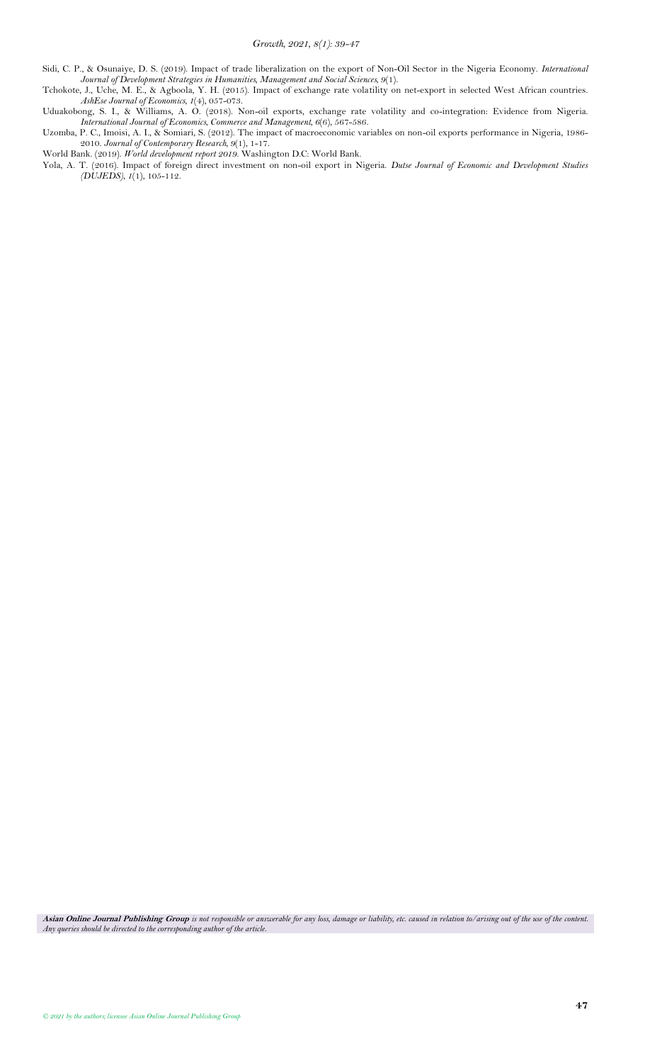Sidi, C. P., & Osunaiye, D. S. (2019). Impact of trade liberalization on the export of Non-Oil Sector in the Nigeria Economy. *International Journal of Development Strategies in Humanities, Management and Social Sciences, 9*(1).

Tchokote, J., Uche, M. E., & Agboola, Y. H. (2015). Impact of exchange rate volatility on net-export in selected West African countries. *AshEse Journal of Economics, 1*(4), 057-073.

Uduakobong, S. I., & Williams, A. O. (2018). Non-oil exports, exchange rate volatility and co-integration: Evidence from Nigeria. *International Journal of Economics, Commerce and Management, 6*(6), 567-586.

Uzomba, P. C., Imoisi, A. I., & Somiari, S. (2012). The impact of macroeconomic variables on non-oil exports performance in Nigeria, 1986-2010. *Journal of Contemporary Research, 9*(1), 1-17.

World Bank. (2019). *World development report 2019*. Washington D.C: World Bank.

Yola, A. T. (2016). Impact of foreign direct investment on non-oil export in Nigeria. *Dutse Journal of Economic and Development Studies (DUJEDS), 1*(1), 105-112.

***Asian Online Journal Publishing Group*** *is not responsible or answerable for any loss, damage or liability, etc. caused in relation to/arising out of the use of the content. Any queries should be directed to the corresponding author of the article.*